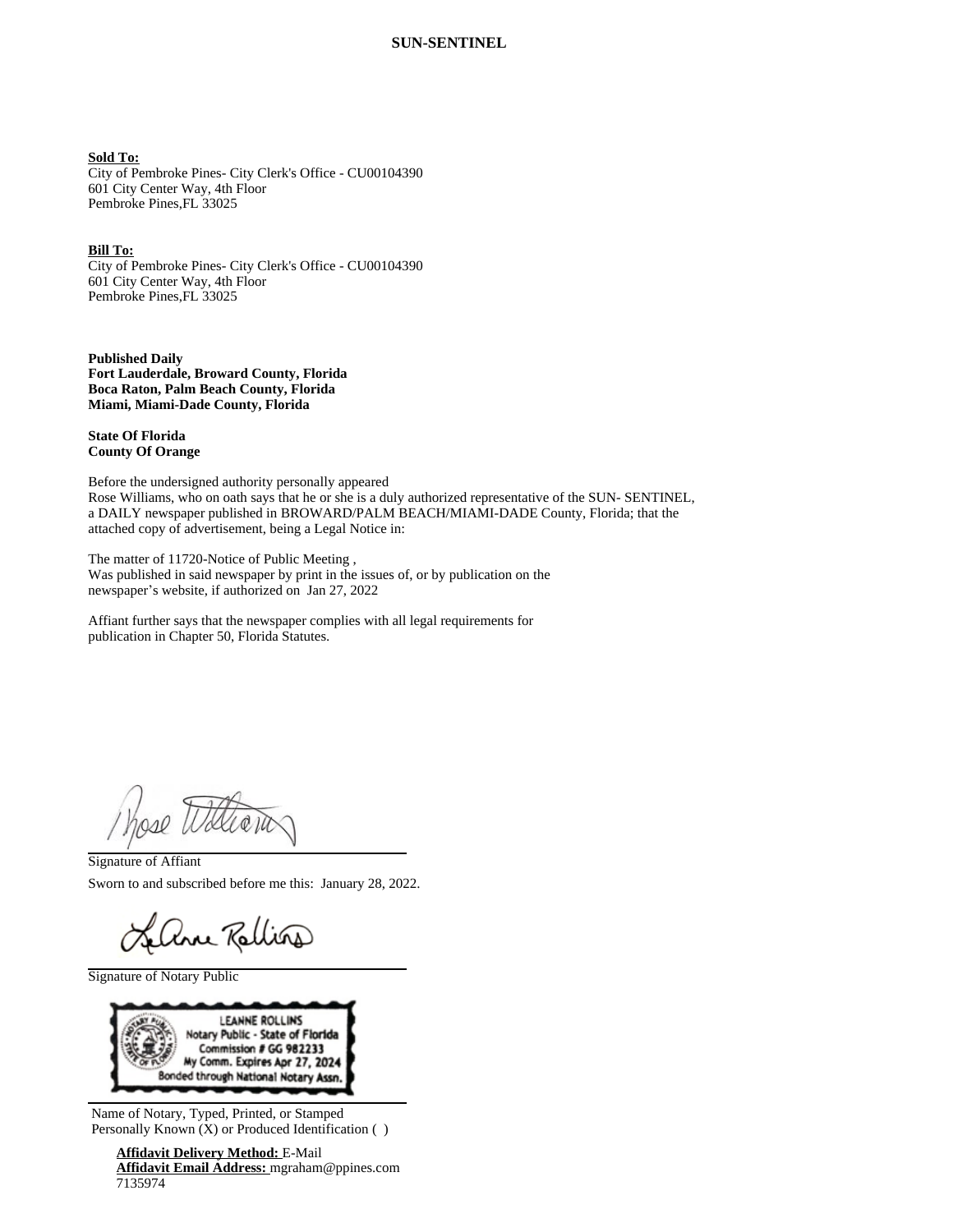**SUN-SENTINEL**

**Sold To:**
City of Pembroke Pines- City Clerk's Office - CU00104390
601 City Center Way, 4th Floor
Pembroke Pines,FL 33025

**Bill To:**
City of Pembroke Pines- City Clerk's Office - CU00104390
601 City Center Way, 4th Floor
Pembroke Pines,FL 33025

**Published Daily**
**Fort Lauderdale, Broward County, Florida**
**Boca Raton, Palm Beach County, Florida**
**Miami, Miami-Dade County, Florida**

**State Of Florida**
**County Of Orange**

Before the undersigned authority personally appeared
Rose Williams, who on oath says that he or she is a duly authorized representative of the SUN- SENTINEL, a DAILY newspaper published in BROWARD/PALM BEACH/MIAMI-DADE County, Florida; that the attached copy of advertisement, being a Legal Notice in:

The matter of 11720-Notice of Public Meeting ,
Was published in said newspaper by print in the issues of, or by publication on the newspaper's website, if authorized on Jan 27, 2022

Affiant further says that the newspaper complies with all legal requirements for publication in Chapter 50, Florida Statutes.

Rose Williams

Signature of Affiant

Sworn to and subscribed before me this: January 28, 2022.

LeAnne Rollins

Signature of Notary Public

LEANNE ROLLINS
Notary Public - State of Florida
Commission # GG 982233
My Comm. Expires Apr 27, 2024
Bonded through National Notary Assn.

Name of Notary, Typed, Printed, or Stamped
Personally Known (X) or Produced Identification ( )

**Affidavit Delivery Method:** E-Mail
**Affidavit Email Address:** mgraham@ppines.com
7135974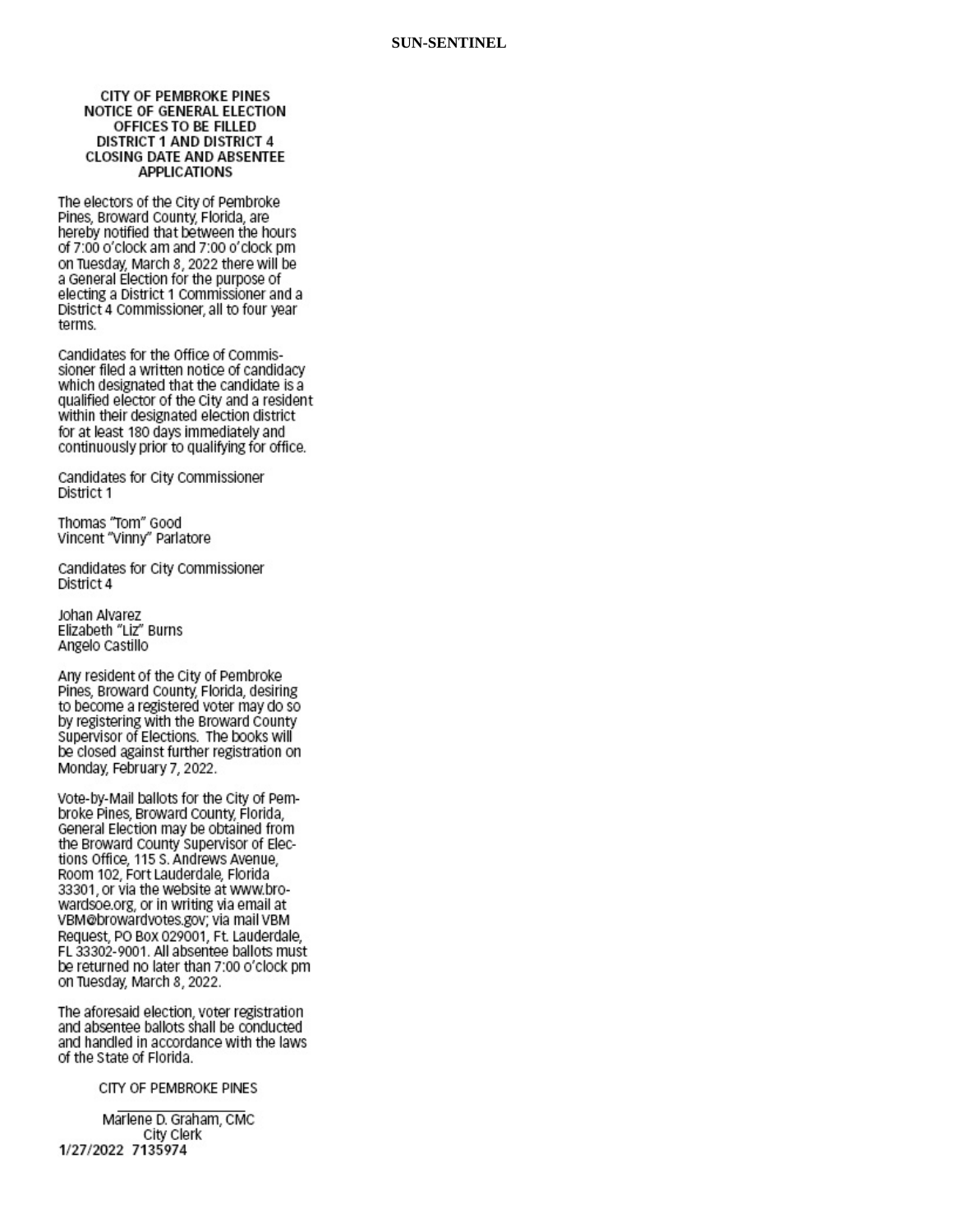# CITY OF PEMBROKE PINES NOTICE OF GENERAL ELECTION OFFICES TO BE FILLED DISTRICT 1 AND DISTRICT 4 CLOSING DATE AND ABSENTEE APPLICATIONS

The electors of the City of Pembroke Pines, Broward County, Florida, are hereby notified that between the hours of 7:00 o'clock am and 7:00 o'clock pm on Tuesday, March 8, 2022 there will be a General Election for the purpose of electing a District 1 Commissioner and a District 4 Commissioner, all to four year terms.

Candidates for the Office of Commissioner filed a written notice of candidacy which designated that the candidate is a qualified elector of the City and a resident within their designated election district for at least 180 days immediately and continuously prior to qualifying for office.

Candidates for City Commissioner District 1

Thomas "Tom" Good
Vincent "Vinny" Parlatore

Candidates for City Commissioner District 4

Johan Alvarez
Elizabeth "Liz" Burns
Angelo Castillo

Any resident of the City of Pembroke Pines, Broward County, Florida, desiring to become a registered voter may do so by registering with the Broward County Supervisor of Elections. The books will be closed against further registration on Monday, February 7, 2022.

Vote-by-Mail ballots for the City of Pembroke Pines, Broward County, Florida, General Election may be obtained from the Broward County Supervisor of Elections Office, 115 S. Andrews Avenue, Room 102, Fort Lauderdale, Florida 33301, or via the website at www.browardsoe.org, or in writing via email at VBM@browardvotes.gov; via mail VBM Request, PO Box 029001, Ft. Lauderdale, FL 33302-9001. All absentee ballots must be returned no later than 7:00 o'clock pm on Tuesday, March 8, 2022.

The aforesaid election, voter registration and absentee ballots shall be conducted and handled in accordance with the laws of the State of Florida.

CITY OF PEMBROKE PINES

Marlene D. Graham, CMC
City Clerk

1/27/2022 7135974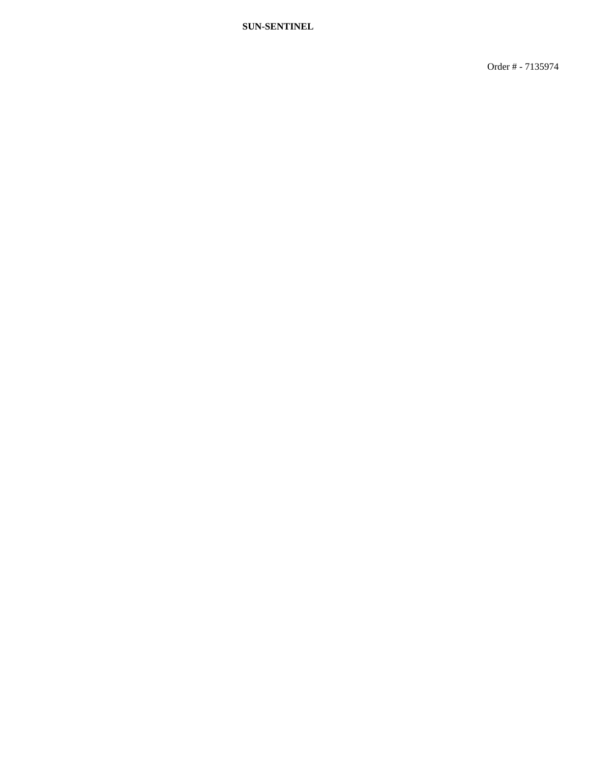**SUN-SENTINEL**

Order # - 7135974